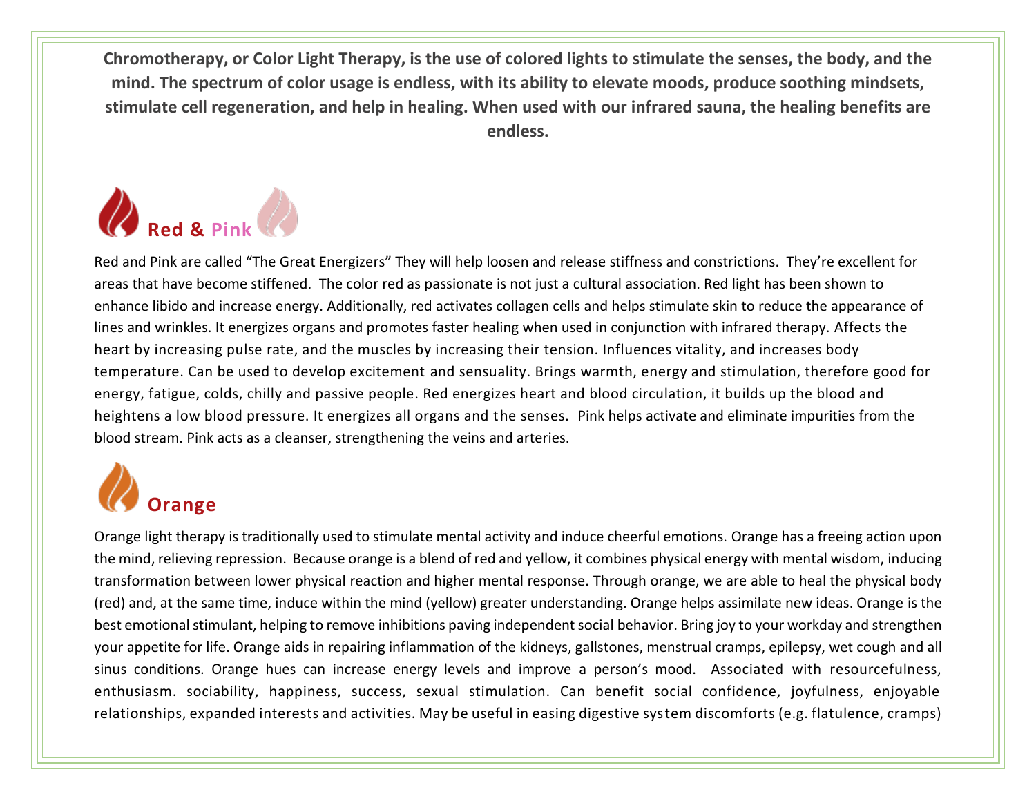**Chromotherapy, or Color Light Therapy, is the use of colored lights to stimulate the senses, the body, and the mind. The spectrum of color usage is endless, with its ability to elevate moods, produce soothing mindsets, stimulate cell regeneration, and help in healing. When used with our infrared sauna, the healing benefits are endless.**

## Red & Pink

Red and Pink are called "The Great Energizers" They will help loosen and release stiffness and constrictions. They're excellent for areas that have become stiffened. The color red as passionate is not just a cultural association. Red light has been shown to enhance libido and increase energy. Additionally, red activates collagen cells and helps stimulate skin to reduce the appearance of lines and wrinkles. It energizes organs and promotes faster healing when used in conjunction with infrared therapy. Affects the heart by increasing pulse rate, and the muscles by increasing their tension. Influences vitality, and increases body temperature. Can be used to develop excitement and sensuality. Brings warmth, energy and stimulation, therefore good for energy, fatigue, colds, chilly and passive people. Red energizes heart and blood circulation, it builds up the blood and heightens a low blood pressure. It energizes all organs and the senses. Pink helps activate and eliminate impurities from the blood stream. Pink acts as a cleanser, strengthening the veins and arteries.

## Orange

Orange light therapy is traditionally used to stimulate mental activity and induce cheerful emotions. Orange has a freeing action upon the mind, relieving repression. Because orange is a blend of red and yellow, it combines physical energy with mental wisdom, inducing transformation between lower physical reaction and higher mental response. Through orange, we are able to heal the physical body (red) and, at the same time, induce within the mind (yellow) greater understanding. Orange helps assimilate new ideas. Orange is the best emotional stimulant, helping to remove inhibitions paving independent social behavior. Bring joy to your workday and strengthen your appetite for life. Orange aids in repairing inflammation of the kidneys, gallstones, menstrual cramps, epilepsy, wet cough and all sinus conditions. Orange hues can increase energy levels and improve a person's mood. Associated with resourcefulness, enthusiasm. sociability, happiness, success, sexual stimulation. Can benefit social confidence, joyfulness, enjoyable relationships, expanded interests and activities. May be useful in easing digestive system discomforts (e.g. flatulence, cramps)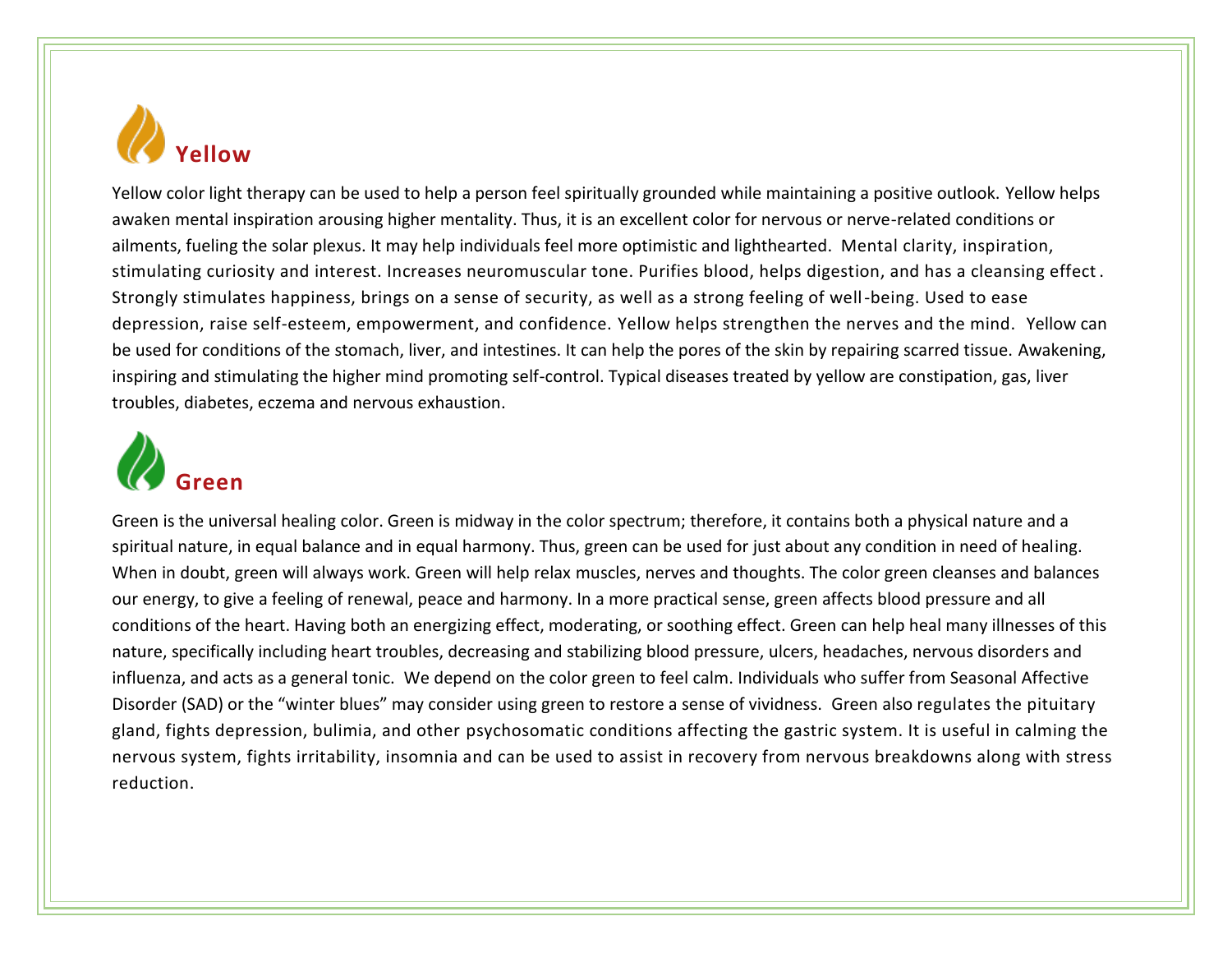## Yellow

Yellow color light therapy can be used to help a person feel spiritually grounded while maintaining a positive outlook. Yellow helps awaken mental inspiration arousing higher mentality. Thus, it is an excellent color for nervous or nerve-related conditions or ailments, fueling the solar plexus. It may help individuals feel more optimistic and lighthearted. Mental clarity, inspiration, stimulating curiosity and interest. Increases neuromuscular tone. Purifies blood, helps digestion, and has a cleansing effect. Strongly stimulates happiness, brings on a sense of security, as well as a strong feeling of well-being. Used to ease depression, raise self-esteem, empowerment, and confidence. Yellow helps strengthen the nerves and the mind. Yellow can be used for conditions of the stomach, liver, and intestines. It can help the pores of the skin by repairing scarred tissue. Awakening, inspiring and stimulating the higher mind promoting self-control. Typical diseases treated by yellow are constipation, gas, liver troubles, diabetes, eczema and nervous exhaustion.

## Green

Green is the universal healing color. Green is midway in the color spectrum; therefore, it contains both a physical nature and a spiritual nature, in equal balance and in equal harmony. Thus, green can be used for just about any condition in need of healing. When in doubt, green will always work. Green will help relax muscles, nerves and thoughts. The color green cleanses and balances our energy, to give a feeling of renewal, peace and harmony. In a more practical sense, green affects blood pressure and all conditions of the heart. Having both an energizing effect, moderating, or soothing effect. Green can help heal many illnesses of this nature, specifically including heart troubles, decreasing and stabilizing blood pressure, ulcers, headaches, nervous disorders and influenza, and acts as a general tonic. We depend on the color green to feel calm. Individuals who suffer from Seasonal Affective Disorder (SAD) or the "winter blues" may consider using green to restore a sense of vividness. Green also regulates the pituitary gland, fights depression, bulimia, and other psychosomatic conditions affecting the gastric system. It is useful in calming the nervous system, fights irritability, insomnia and can be used to assist in recovery from nervous breakdowns along with stress reduction.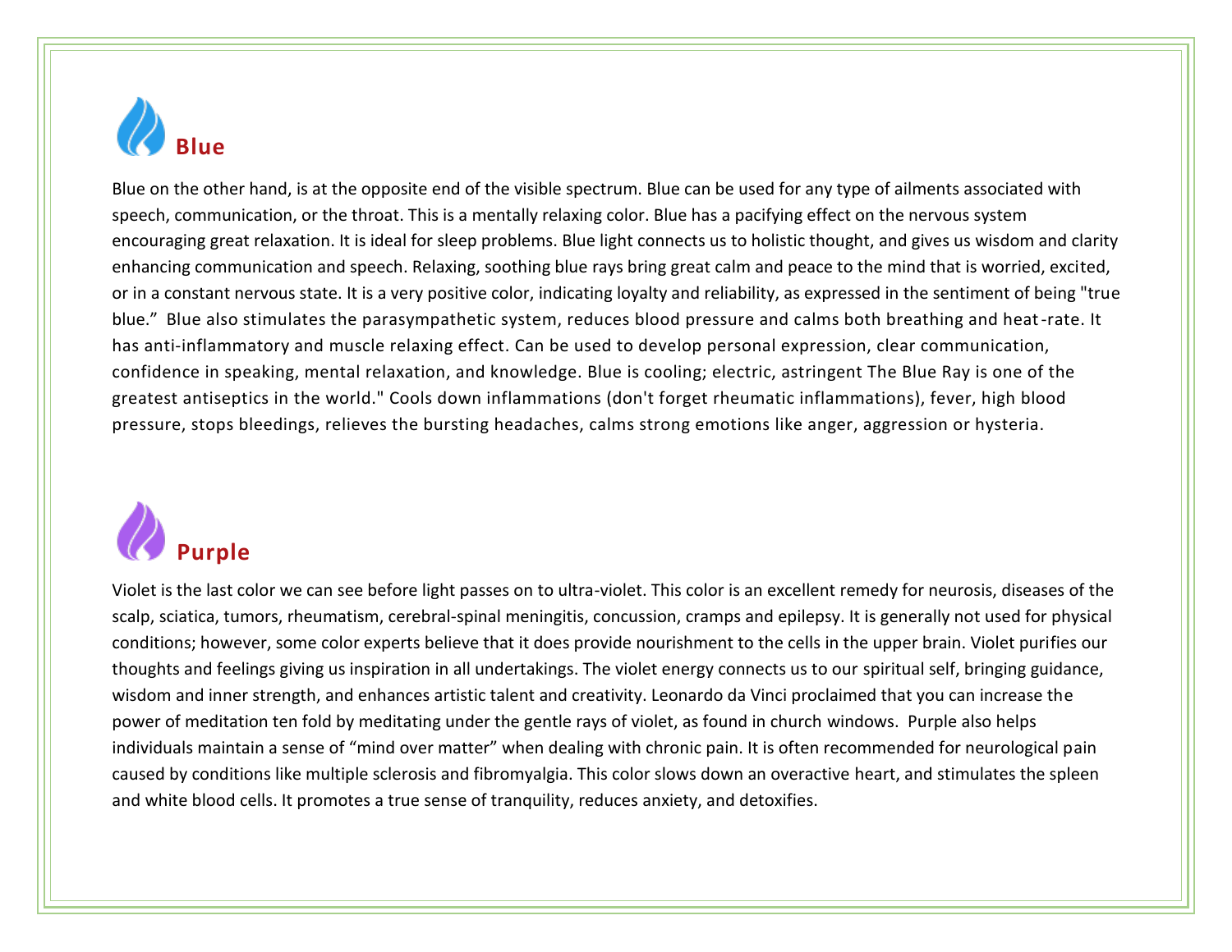## Blue

Blue on the other hand, is at the opposite end of the visible spectrum. Blue can be used for any type of ailments associated with speech, communication, or the throat. This is a mentally relaxing color. Blue has a pacifying effect on the nervous system encouraging great relaxation. It is ideal for sleep problems. Blue light connects us to holistic thought, and gives us wisdom and clarity enhancing communication and speech. Relaxing, soothing blue rays bring great calm and peace to the mind that is worried, excited, or in a constant nervous state. It is a very positive color, indicating loyalty and reliability, as expressed in the sentiment of being "true blue." Blue also stimulates the parasympathetic system, reduces blood pressure and calms both breathing and heat-rate. It has anti-inflammatory and muscle relaxing effect. Can be used to develop personal expression, clear communication, confidence in speaking, mental relaxation, and knowledge. Blue is cooling; electric, astringent The Blue Ray is one of the greatest antiseptics in the world." Cools down inflammations (don't forget rheumatic inflammations), fever, high blood pressure, stops bleedings, relieves the bursting headaches, calms strong emotions like anger, aggression or hysteria.

## Purple

Violet is the last color we can see before light passes on to ultra-violet. This color is an excellent remedy for neurosis, diseases of the scalp, sciatica, tumors, rheumatism, cerebral-spinal meningitis, concussion, cramps and epilepsy. It is generally not used for physical conditions; however, some color experts believe that it does provide nourishment to the cells in the upper brain. Violet purifies our thoughts and feelings giving us inspiration in all undertakings. The violet energy connects us to our spiritual self, bringing guidance, wisdom and inner strength, and enhances artistic talent and creativity. Leonardo da Vinci proclaimed that you can increase the power of meditation ten fold by meditating under the gentle rays of violet, as found in church windows. Purple also helps individuals maintain a sense of "mind over matter" when dealing with chronic pain. It is often recommended for neurological pain caused by conditions like multiple sclerosis and fibromyalgia. This color slows down an overactive heart, and stimulates the spleen and white blood cells. It promotes a true sense of tranquility, reduces anxiety, and detoxifies.